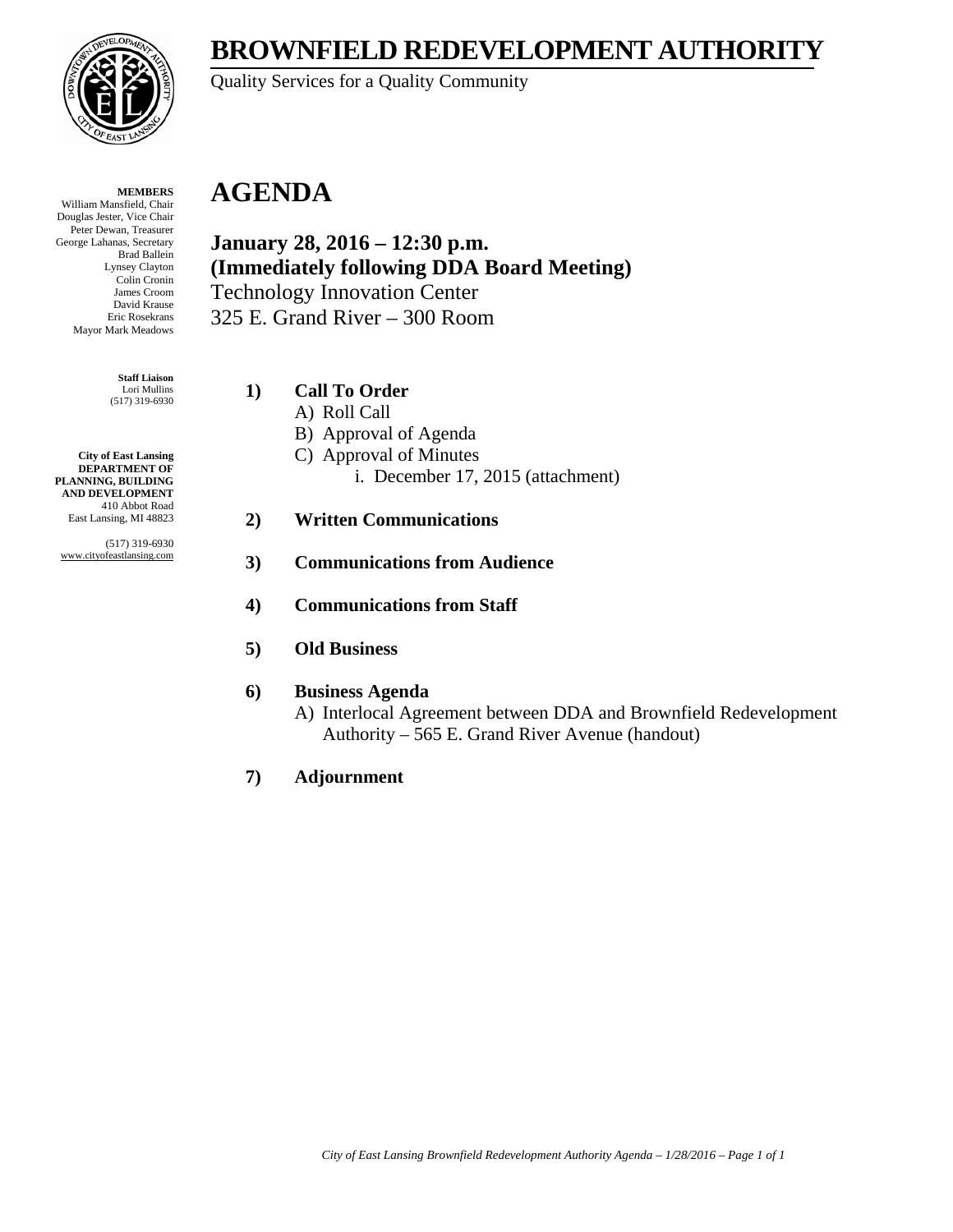# BROWNFIELD REDEVELOPMENT AUTHORITY

Quality Services for a Quality Community

**MEMBERS**
William Mansfield, Chair
Douglas Jester, Vice Chair
Peter Dewan, Treasurer
George Lahanas, Secretary
Brad Ballein
Lynsey Clayton
Colin Cronin
James Croom
David Krause
Eric Rosekrans
Mayor Mark Meadows

**Staff Liaison**
Lori Mullins
(517) 319-6930

**City of East Lansing**
**DEPARTMENT OF PLANNING, BUILDING AND DEVELOPMENT**
410 Abbot Road
East Lansing, MI 48823

(517) 319-6930
www.cityofeastlansing.com

# AGENDA

**January 28, 2016 – 12:30 p.m.**
**(Immediately following DDA Board Meeting)**
Technology Innovation Center
325 E. Grand River – 300 Room

1) **Call To Order**
   A) Roll Call
   B) Approval of Agenda
   C) Approval of Minutes
      i. December 17, 2015 (attachment)

2) **Written Communications**

3) **Communications from Audience**

4) **Communications from Staff**

5) **Old Business**

6) **Business Agenda**
   A) Interlocal Agreement between DDA and Brownfield Redevelopment Authority – 565 E. Grand River Avenue (handout)

7) **Adjournment**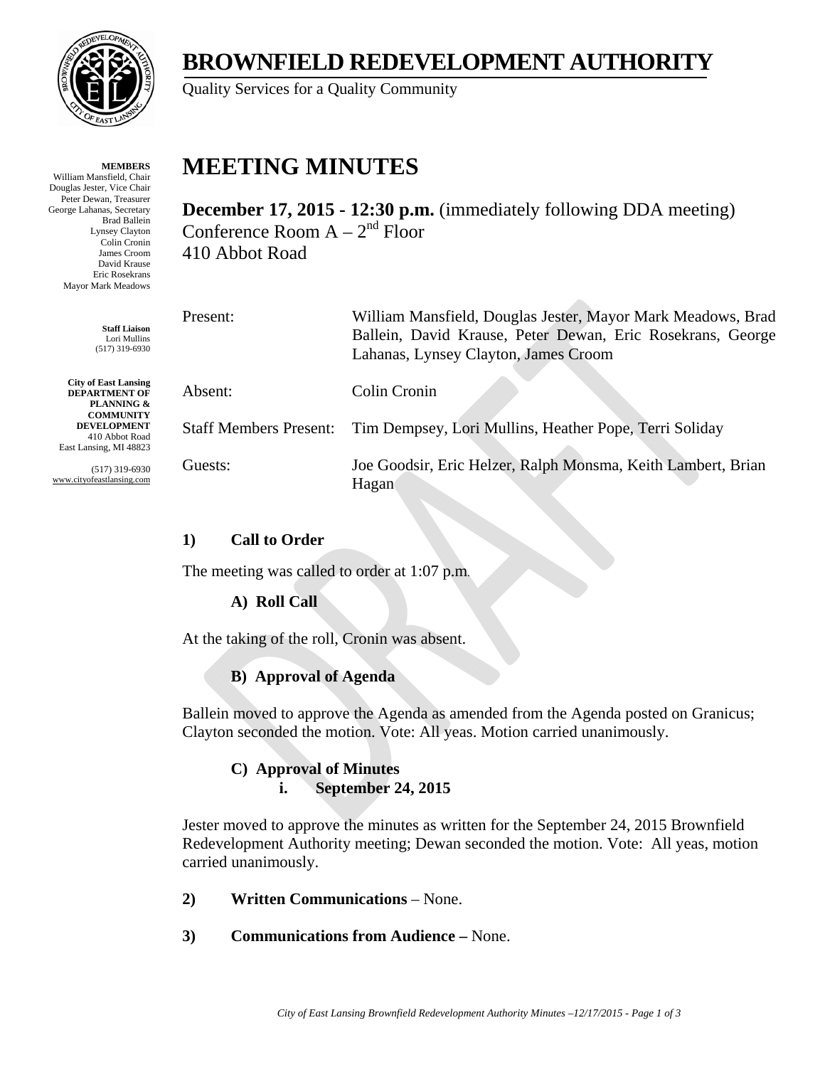# BROWNFIELD REDEVELOPMENT AUTHORITY

Quality Services for a Quality Community

**MEMBERS**
William Mansfield, Chair
Douglas Jester, Vice Chair
Peter Dewan, Treasurer
George Lahanas, Secretary
Brad Ballein
Lynsey Clayton
Colin Cronin
James Croom
David Krause
Eric Rosekrans
Mayor Mark Meadows

**Staff Liaison**
Lori Mullins
(517) 319-6930

**City of East Lansing**
**DEPARTMENT OF PLANNING & COMMUNITY DEVELOPMENT**
410 Abbot Road
East Lansing, MI 48823

(517) 319-6930
www.cityofeastlansing.com

# MEETING MINUTES

**December 17, 2015 - 12:30 p.m.** (immediately following DDA meeting)
Conference Room A – 2nd Floor
410 Abbot Road

| | |
|---|---|
| Present: | William Mansfield, Douglas Jester, Mayor Mark Meadows, Brad Ballein, David Krause, Peter Dewan, Eric Rosekrans, George Lahanas, Lynsey Clayton, James Croom |
| Absent: | Colin Cronin |
| Staff Members Present: | Tim Dempsey, Lori Mullins, Heather Pope, Terri Soliday |
| Guests: | Joe Goodsir, Eric Helzer, Ralph Monsma, Keith Lambert, Brian Hagan |

**1) Call to Order**

The meeting was called to order at 1:07 p.m.

**A) Roll Call**

At the taking of the roll, Cronin was absent.

**B) Approval of Agenda**

Ballein moved to approve the Agenda as amended from the Agenda posted on Granicus; Clayton seconded the motion. Vote: All yeas. Motion carried unanimously.

**C) Approval of Minutes**

**i. September 24, 2015**

Jester moved to approve the minutes as written for the September 24, 2015 Brownfield Redevelopment Authority meeting; Dewan seconded the motion. Vote: All yeas, motion carried unanimously.

**2) Written Communications** – None.

**3) Communications from Audience –** None.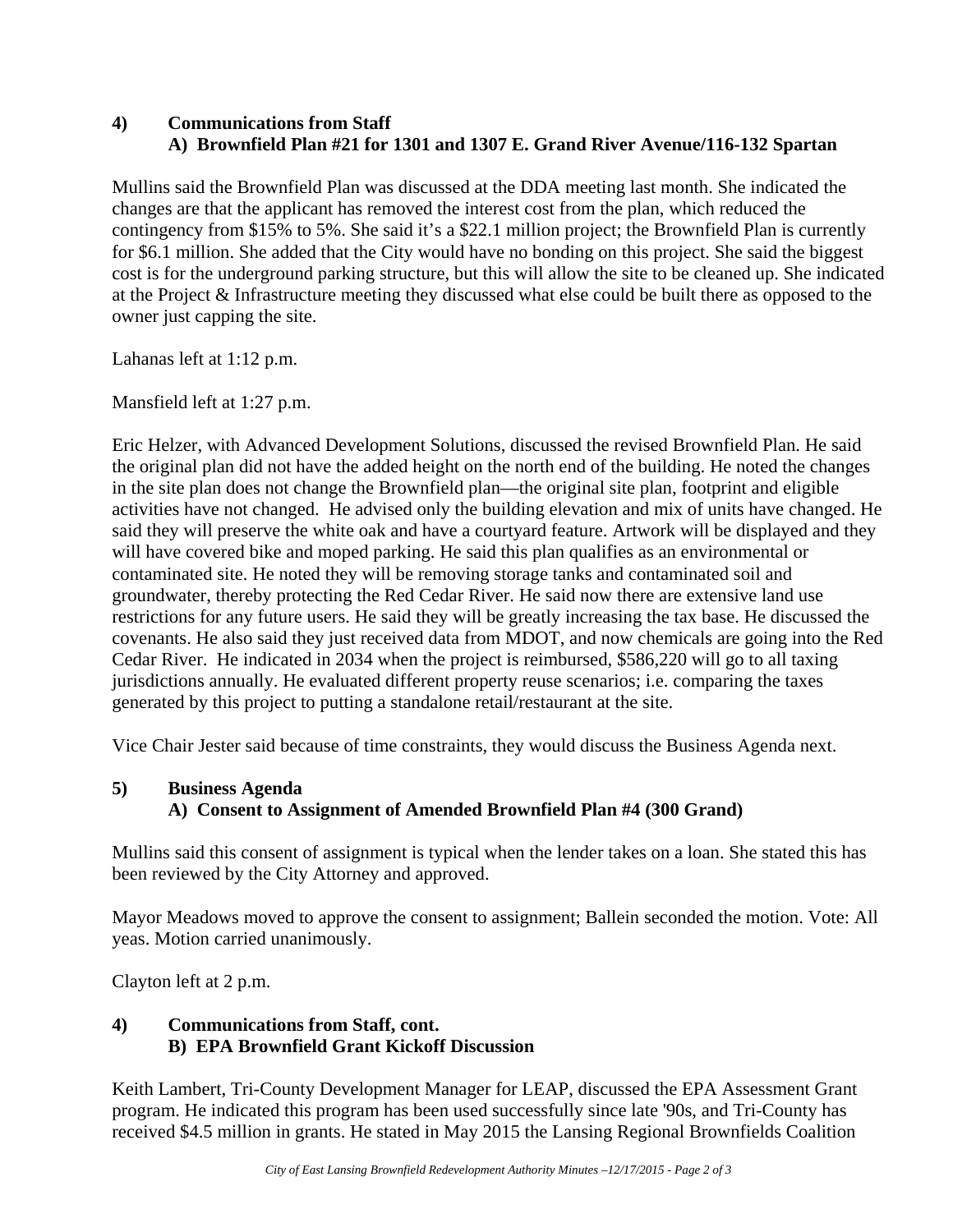**4) Communications from Staff**
**A) Brownfield Plan #21 for 1301 and 1307 E. Grand River Avenue/116-132 Spartan**

Mullins said the Brownfield Plan was discussed at the DDA meeting last month. She indicated the changes are that the applicant has removed the interest cost from the plan, which reduced the contingency from $15% to 5%. She said it's a $22.1 million project; the Brownfield Plan is currently for $6.1 million. She added that the City would have no bonding on this project. She said the biggest cost is for the underground parking structure, but this will allow the site to be cleaned up. She indicated at the Project & Infrastructure meeting they discussed what else could be built there as opposed to the owner just capping the site.

Lahanas left at 1:12 p.m.

Mansfield left at 1:27 p.m.

Eric Helzer, with Advanced Development Solutions, discussed the revised Brownfield Plan. He said the original plan did not have the added height on the north end of the building. He noted the changes in the site plan does not change the Brownfield plan—the original site plan, footprint and eligible activities have not changed. He advised only the building elevation and mix of units have changed. He said they will preserve the white oak and have a courtyard feature. Artwork will be displayed and they will have covered bike and moped parking. He said this plan qualifies as an environmental or contaminated site. He noted they will be removing storage tanks and contaminated soil and groundwater, thereby protecting the Red Cedar River. He said now there are extensive land use restrictions for any future users. He said they will be greatly increasing the tax base. He discussed the covenants. He also said they just received data from MDOT, and now chemicals are going into the Red Cedar River. He indicated in 2034 when the project is reimbursed, $586,220 will go to all taxing jurisdictions annually. He evaluated different property reuse scenarios; i.e. comparing the taxes generated by this project to putting a standalone retail/restaurant at the site.

Vice Chair Jester said because of time constraints, they would discuss the Business Agenda next.

**5) Business Agenda**
**A) Consent to Assignment of Amended Brownfield Plan #4 (300 Grand)**

Mullins said this consent of assignment is typical when the lender takes on a loan. She stated this has been reviewed by the City Attorney and approved.

Mayor Meadows moved to approve the consent to assignment; Ballein seconded the motion. Vote: All yeas. Motion carried unanimously.

Clayton left at 2 p.m.

**4) Communications from Staff, cont.**
**B) EPA Brownfield Grant Kickoff Discussion**

Keith Lambert, Tri-County Development Manager for LEAP, discussed the EPA Assessment Grant program. He indicated this program has been used successfully since late '90s, and Tri-County has received $4.5 million in grants. He stated in May 2015 the Lansing Regional Brownfields Coalition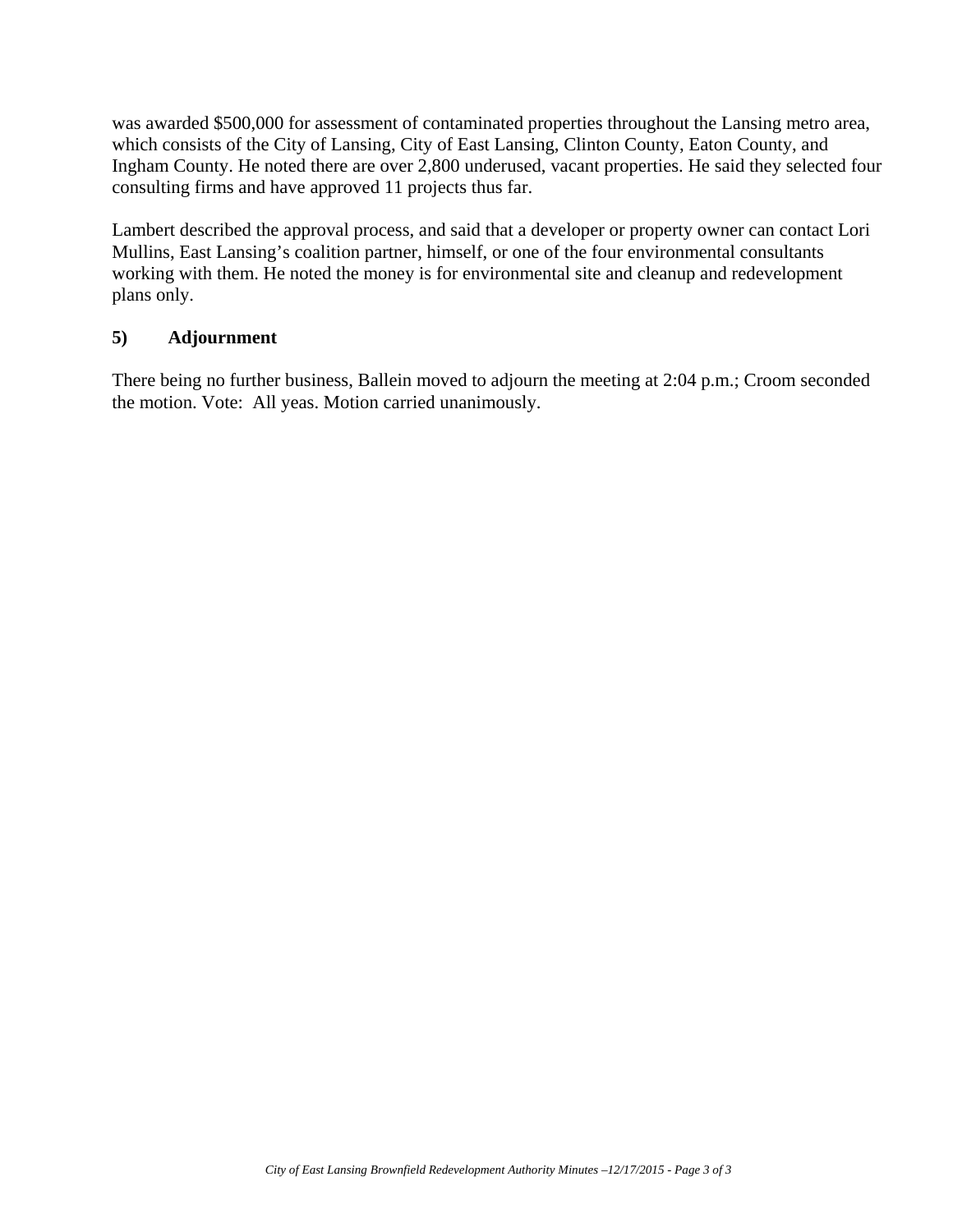was awarded $500,000 for assessment of contaminated properties throughout the Lansing metro area, which consists of the City of Lansing, City of East Lansing, Clinton County, Eaton County, and Ingham County. He noted there are over 2,800 underused, vacant properties. He said they selected four consulting firms and have approved 11 projects thus far.

Lambert described the approval process, and said that a developer or property owner can contact Lori Mullins, East Lansing's coalition partner, himself, or one of the four environmental consultants working with them. He noted the money is for environmental site and cleanup and redevelopment plans only.

## 5) Adjournment

There being no further business, Ballein moved to adjourn the meeting at 2:04 p.m.; Croom seconded the motion. Vote: All yeas. Motion carried unanimously.